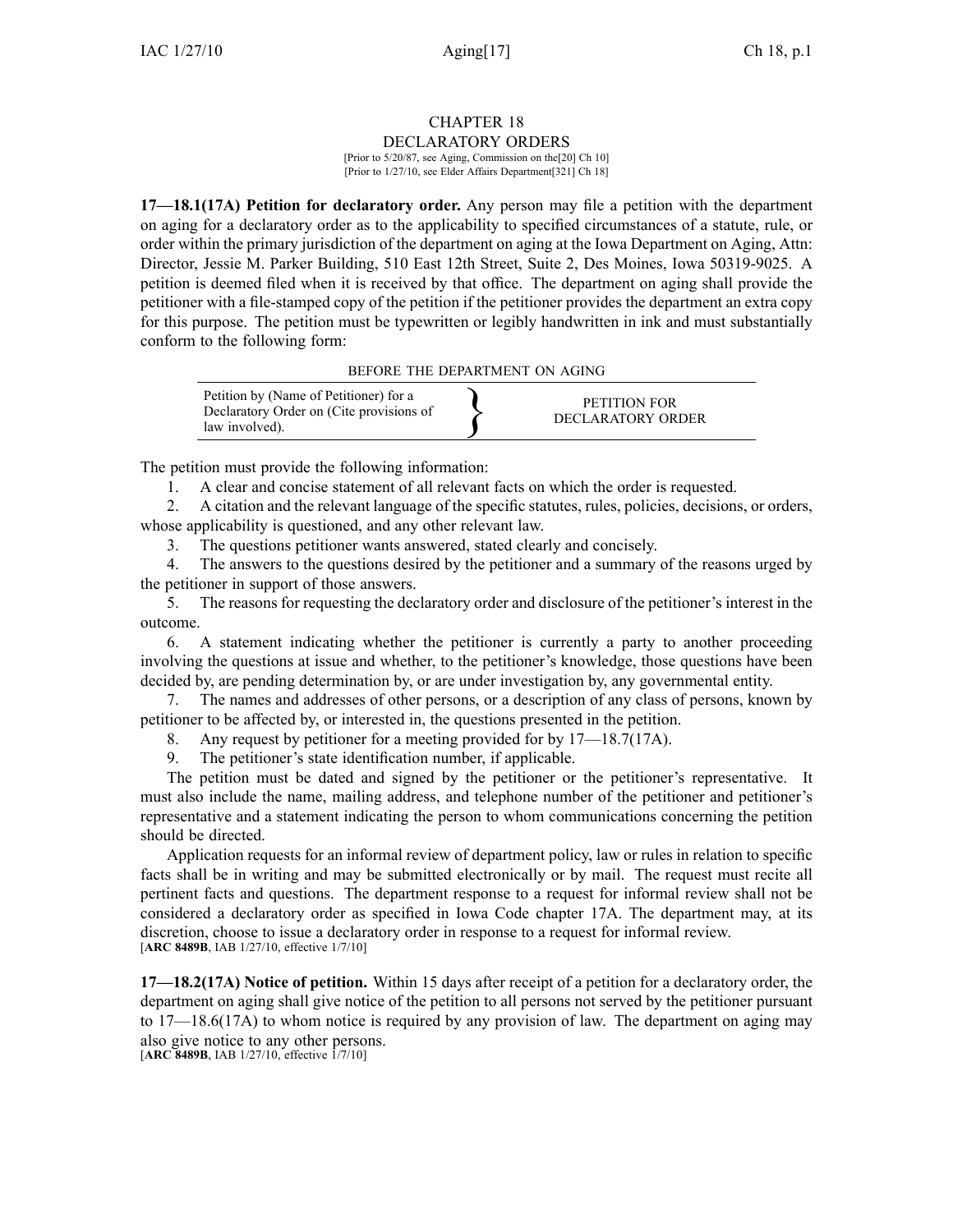# CHAPTER 18
## DECLARATORY ORDERS

[Prior to 5/20/87, see Aging, Commission on the[20] Ch 10]
[Prior to 1/27/10, see Elder Affairs Department[321] Ch 18]

**17—18.1(17A) Petition for declaratory order.** Any person may file a petition with the department on aging for a declaratory order as to the applicability to specified circumstances of a statute, rule, or order within the primary jurisdiction of the department on aging at the Iowa Department on Aging, Attn: Director, Jessie M. Parker Building, 510 East 12th Street, Suite 2, Des Moines, Iowa 50319-9025. A petition is deemed filed when it is received by that office. The department on aging shall provide the petitioner with a file-stamped copy of the petition if the petitioner provides the department an extra copy for this purpose. The petition must be typewritten or legibly handwritten in ink and must substantially conform to the following form:

BEFORE THE DEPARTMENT ON AGING

| Petition by (Name of Petitioner) for a Declaratory Order on (Cite provisions of law involved). | } | PETITION FOR DECLARATORY ORDER |
|---|---|---|

The petition must provide the following information:

1. A clear and concise statement of all relevant facts on which the order is requested.
2. A citation and the relevant language of the specific statutes, rules, policies, decisions, or orders, whose applicability is questioned, and any other relevant law.
3. The questions petitioner wants answered, stated clearly and concisely.
4. The answers to the questions desired by the petitioner and a summary of the reasons urged by the petitioner in support of those answers.
5. The reasons for requesting the declaratory order and disclosure of the petitioner's interest in the outcome.
6. A statement indicating whether the petitioner is currently a party to another proceeding involving the questions at issue and whether, to the petitioner's knowledge, those questions have been decided by, are pending determination by, or are under investigation by, any governmental entity.
7. The names and addresses of other persons, or a description of any class of persons, known by petitioner to be affected by, or interested in, the questions presented in the petition.
8. Any request by petitioner for a meeting provided for by 17—18.7(17A).
9. The petitioner's state identification number, if applicable.

The petition must be dated and signed by the petitioner or the petitioner's representative. It must also include the name, mailing address, and telephone number of the petitioner and petitioner's representative and a statement indicating the person to whom communications concerning the petition should be directed.

Application requests for an informal review of department policy, law or rules in relation to specific facts shall be in writing and may be submitted electronically or by mail. The request must recite all pertinent facts and questions. The department response to a request for informal review shall not be considered a declaratory order as specified in Iowa Code chapter 17A. The department may, at its discretion, choose to issue a declaratory order in response to a request for informal review.
[**ARC 8489B**, IAB 1/27/10, effective 1/7/10]

**17—18.2(17A) Notice of petition.** Within 15 days after receipt of a petition for a declaratory order, the department on aging shall give notice of the petition to all persons not served by the petitioner pursuant to 17—18.6(17A) to whom notice is required by any provision of law. The department on aging may also give notice to any other persons.
[**ARC 8489B**, IAB 1/27/10, effective 1/7/10]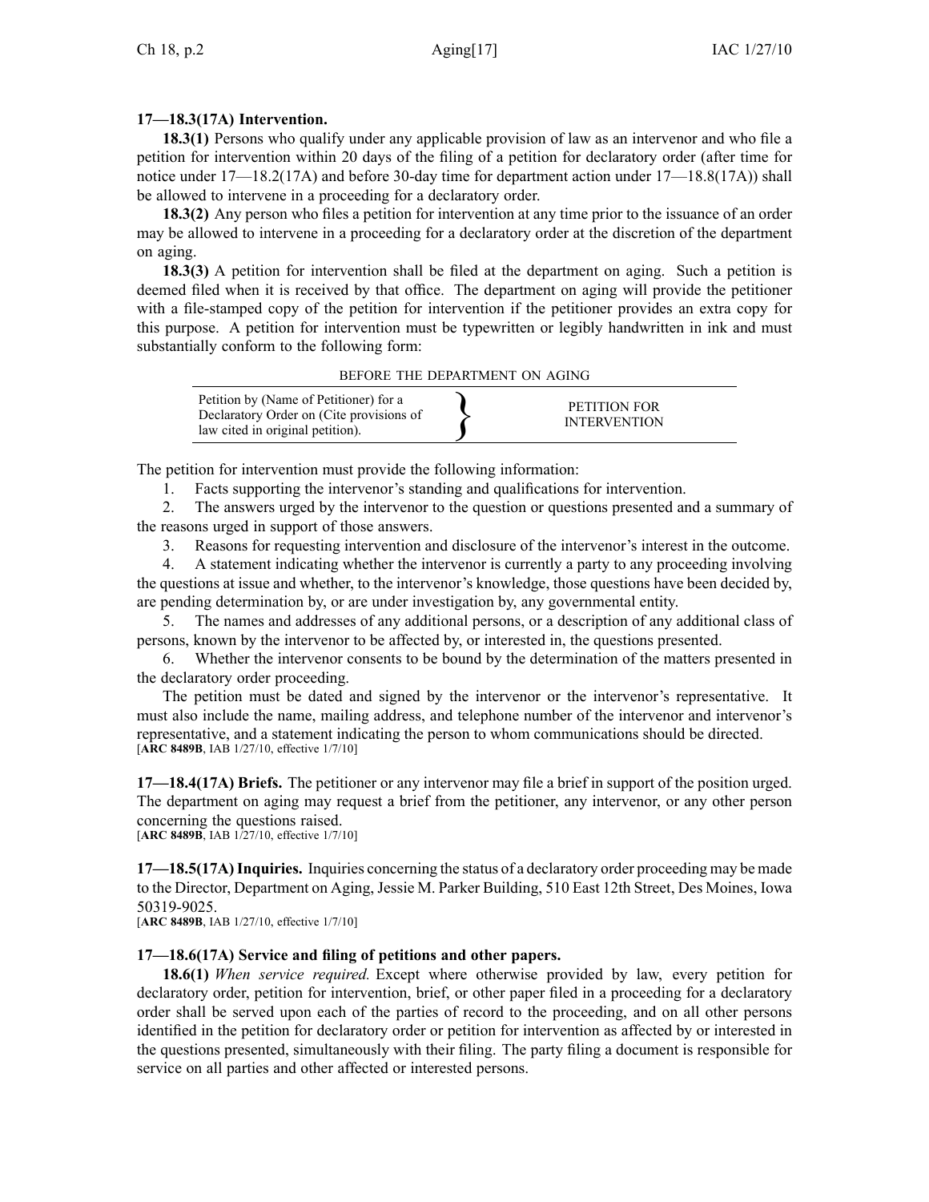**17—18.3(17A) Intervention.**

**18.3(1)** Persons who qualify under any applicable provision of law as an intervenor and who file a petition for intervention within 20 days of the filing of a petition for declaratory order (after time for notice under 17—18.2(17A) and before 30-day time for department action under 17—18.8(17A)) shall be allowed to intervene in a proceeding for a declaratory order.

**18.3(2)** Any person who files a petition for intervention at any time prior to the issuance of an order may be allowed to intervene in a proceeding for a declaratory order at the discretion of the department on aging.

**18.3(3)** A petition for intervention shall be filed at the department on aging. Such a petition is deemed filed when it is received by that office. The department on aging will provide the petitioner with a file-stamped copy of the petition for intervention if the petitioner provides an extra copy for this purpose. A petition for intervention must be typewritten or legibly handwritten in ink and must substantially conform to the following form:

BEFORE THE DEPARTMENT ON AGING

| Petition by (Name of Petitioner) for a Declaratory Order on (Cite provisions of law cited in original petition). | } | PETITION FOR INTERVENTION |
|---|---|---|

The petition for intervention must provide the following information:

1. Facts supporting the intervenor's standing and qualifications for intervention.
2. The answers urged by the intervenor to the question or questions presented and a summary of the reasons urged in support of those answers.
3. Reasons for requesting intervention and disclosure of the intervenor's interest in the outcome.
4. A statement indicating whether the intervenor is currently a party to any proceeding involving the questions at issue and whether, to the intervenor's knowledge, those questions have been decided by, are pending determination by, or are under investigation by, any governmental entity.
5. The names and addresses of any additional persons, or a description of any additional class of persons, known by the intervenor to be affected by, or interested in, the questions presented.
6. Whether the intervenor consents to be bound by the determination of the matters presented in the declaratory order proceeding.

The petition must be dated and signed by the intervenor or the intervenor's representative. It must also include the name, mailing address, and telephone number of the intervenor and intervenor's representative, and a statement indicating the person to whom communications should be directed.
[**ARC 8489B**, IAB 1/27/10, effective 1/7/10]

**17—18.4(17A) Briefs.** The petitioner or any intervenor may file a brief in support of the position urged. The department on aging may request a brief from the petitioner, any intervenor, or any other person concerning the questions raised.
[**ARC 8489B**, IAB 1/27/10, effective 1/7/10]

**17—18.5(17A) Inquiries.** Inquiries concerning the status of a declaratory order proceeding may be made to the Director, Department on Aging, Jessie M. Parker Building, 510 East 12th Street, Des Moines, Iowa 50319-9025.
[**ARC 8489B**, IAB 1/27/10, effective 1/7/10]

**17—18.6(17A) Service and filing of petitions and other papers.**

**18.6(1)** *When service required.* Except where otherwise provided by law, every petition for declaratory order, petition for intervention, brief, or other paper filed in a proceeding for a declaratory order shall be served upon each of the parties of record to the proceeding, and on all other persons identified in the petition for declaratory order or petition for intervention as affected by or interested in the questions presented, simultaneously with their filing. The party filing a document is responsible for service on all parties and other affected or interested persons.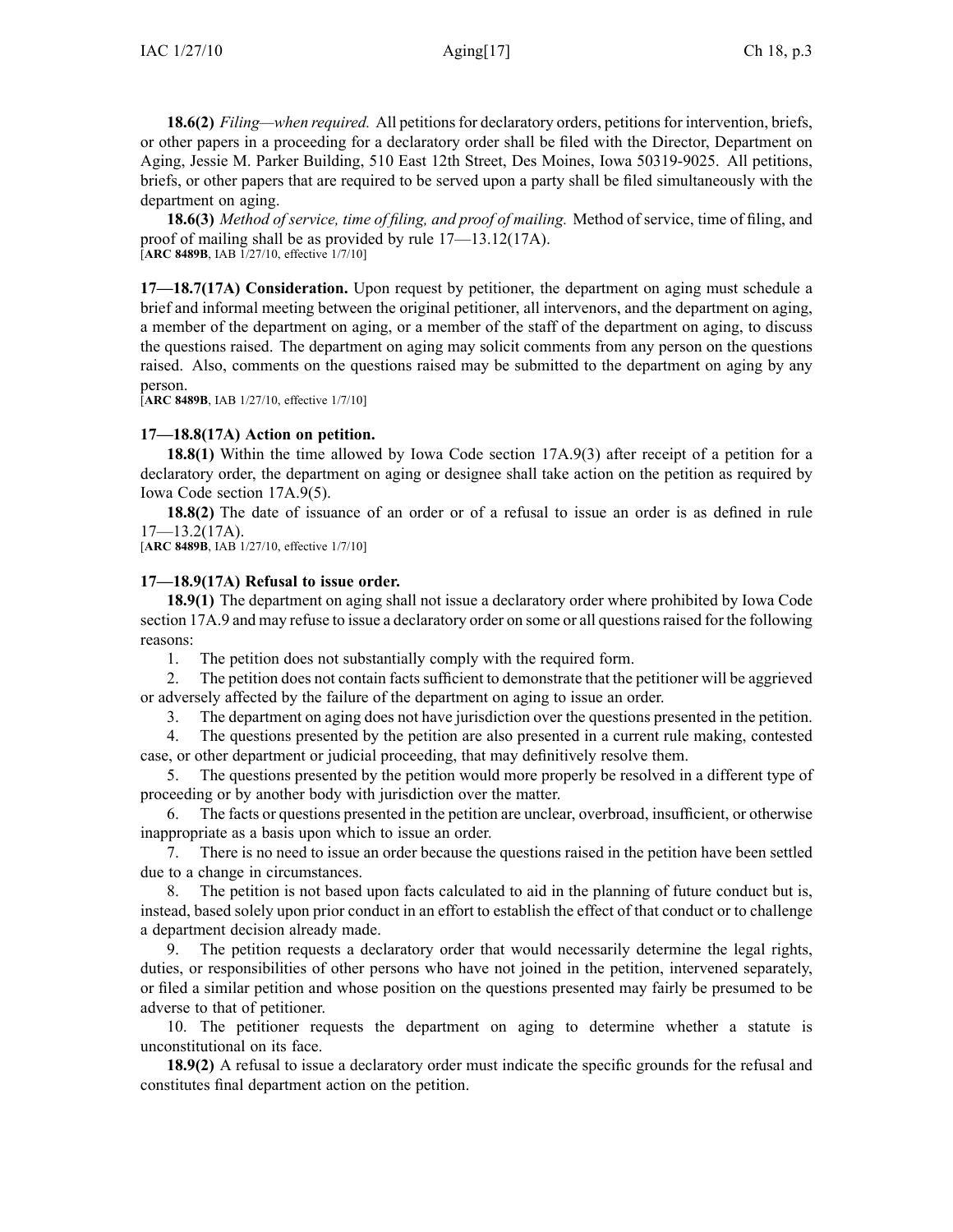**18.6(2)** *Filing—when required.* All petitions for declaratory orders, petitions for intervention, briefs, or other papers in a proceeding for a declaratory order shall be filed with the Director, Department on Aging, Jessie M. Parker Building, 510 East 12th Street, Des Moines, Iowa 50319-9025. All petitions, briefs, or other papers that are required to be served upon a party shall be filed simultaneously with the department on aging.

**18.6(3)** *Method of service, time of filing, and proof of mailing.* Method of service, time of filing, and proof of mailing shall be as provided by rule 17—13.12(17A).
[**ARC 8489B**, IAB 1/27/10, effective 1/7/10]

**17—18.7(17A) Consideration.** Upon request by petitioner, the department on aging must schedule a brief and informal meeting between the original petitioner, all intervenors, and the department on aging, a member of the department on aging, or a member of the staff of the department on aging, to discuss the questions raised. The department on aging may solicit comments from any person on the questions raised. Also, comments on the questions raised may be submitted to the department on aging by any person.
[**ARC 8489B**, IAB 1/27/10, effective 1/7/10]

**17—18.8(17A) Action on petition.**

**18.8(1)** Within the time allowed by Iowa Code section 17A.9(3) after receipt of a petition for a declaratory order, the department on aging or designee shall take action on the petition as required by Iowa Code section 17A.9(5).

**18.8(2)** The date of issuance of an order or of a refusal to issue an order is as defined in rule 17—13.2(17A).
[**ARC 8489B**, IAB 1/27/10, effective 1/7/10]

**17—18.9(17A) Refusal to issue order.**

**18.9(1)** The department on aging shall not issue a declaratory order where prohibited by Iowa Code section 17A.9 and may refuse to issue a declaratory order on some or all questions raised for the following reasons:

1. The petition does not substantially comply with the required form.
2. The petition does not contain facts sufficient to demonstrate that the petitioner will be aggrieved or adversely affected by the failure of the department on aging to issue an order.
3. The department on aging does not have jurisdiction over the questions presented in the petition.
4. The questions presented by the petition are also presented in a current rule making, contested case, or other department or judicial proceeding, that may definitively resolve them.
5. The questions presented by the petition would more properly be resolved in a different type of proceeding or by another body with jurisdiction over the matter.
6. The facts or questions presented in the petition are unclear, overbroad, insufficient, or otherwise inappropriate as a basis upon which to issue an order.
7. There is no need to issue an order because the questions raised in the petition have been settled due to a change in circumstances.
8. The petition is not based upon facts calculated to aid in the planning of future conduct but is, instead, based solely upon prior conduct in an effort to establish the effect of that conduct or to challenge a department decision already made.
9. The petition requests a declaratory order that would necessarily determine the legal rights, duties, or responsibilities of other persons who have not joined in the petition, intervened separately, or filed a similar petition and whose position on the questions presented may fairly be presumed to be adverse to that of petitioner.
10. The petitioner requests the department on aging to determine whether a statute is unconstitutional on its face.

**18.9(2)** A refusal to issue a declaratory order must indicate the specific grounds for the refusal and constitutes final department action on the petition.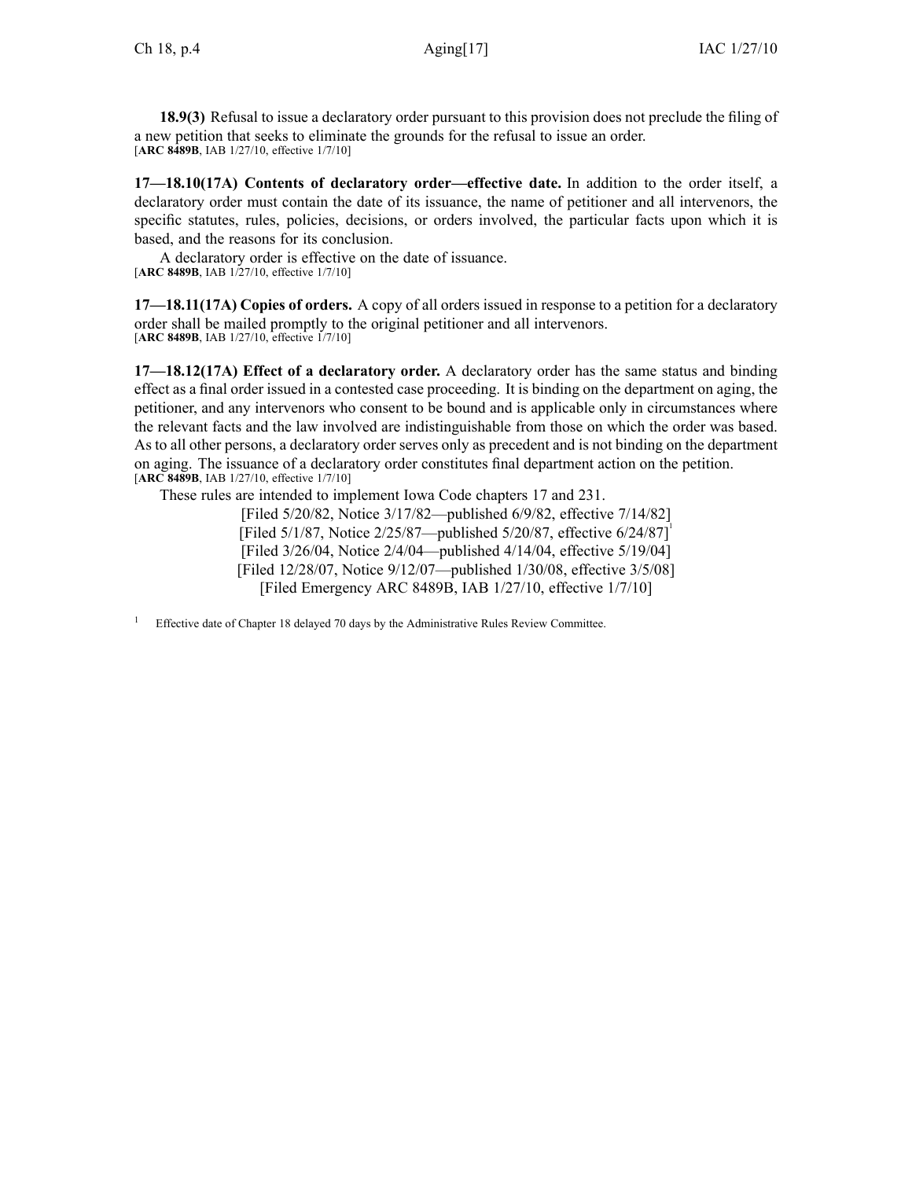**18.9(3)** Refusal to issue a declaratory order pursuant to this provision does not preclude the filing of a new petition that seeks to eliminate the grounds for the refusal to issue an order.
[**ARC 8489B**, IAB 1/27/10, effective 1/7/10]

**17—18.10(17A) Contents of declaratory order—effective date.** In addition to the order itself, a declaratory order must contain the date of its issuance, the name of petitioner and all intervenors, the specific statutes, rules, policies, decisions, or orders involved, the particular facts upon which it is based, and the reasons for its conclusion.

A declaratory order is effective on the date of issuance.
[**ARC 8489B**, IAB 1/27/10, effective 1/7/10]

**17—18.11(17A) Copies of orders.** A copy of all orders issued in response to a petition for a declaratory order shall be mailed promptly to the original petitioner and all intervenors.
[**ARC 8489B**, IAB 1/27/10, effective 1/7/10]

**17—18.12(17A) Effect of a declaratory order.** A declaratory order has the same status and binding effect as a final order issued in a contested case proceeding. It is binding on the department on aging, the petitioner, and any intervenors who consent to be bound and is applicable only in circumstances where the relevant facts and the law involved are indistinguishable from those on which the order was based. As to all other persons, a declaratory order serves only as precedent and is not binding on the department on aging. The issuance of a declaratory order constitutes final department action on the petition.
[**ARC 8489B**, IAB 1/27/10, effective 1/7/10]

These rules are intended to implement Iowa Code chapters 17 and 231.

[Filed 5/20/82, Notice 3/17/82—published 6/9/82, effective 7/14/82]
[Filed 5/1/87, Notice 2/25/87—published 5/20/87, effective 6/24/87][1]
[Filed 3/26/04, Notice 2/4/04—published 4/14/04, effective 5/19/04]
[Filed 12/28/07, Notice 9/12/07—published 1/30/08, effective 3/5/08]
[Filed Emergency ARC 8489B, IAB 1/27/10, effective 1/7/10]

[1] Effective date of Chapter 18 delayed 70 days by the Administrative Rules Review Committee.